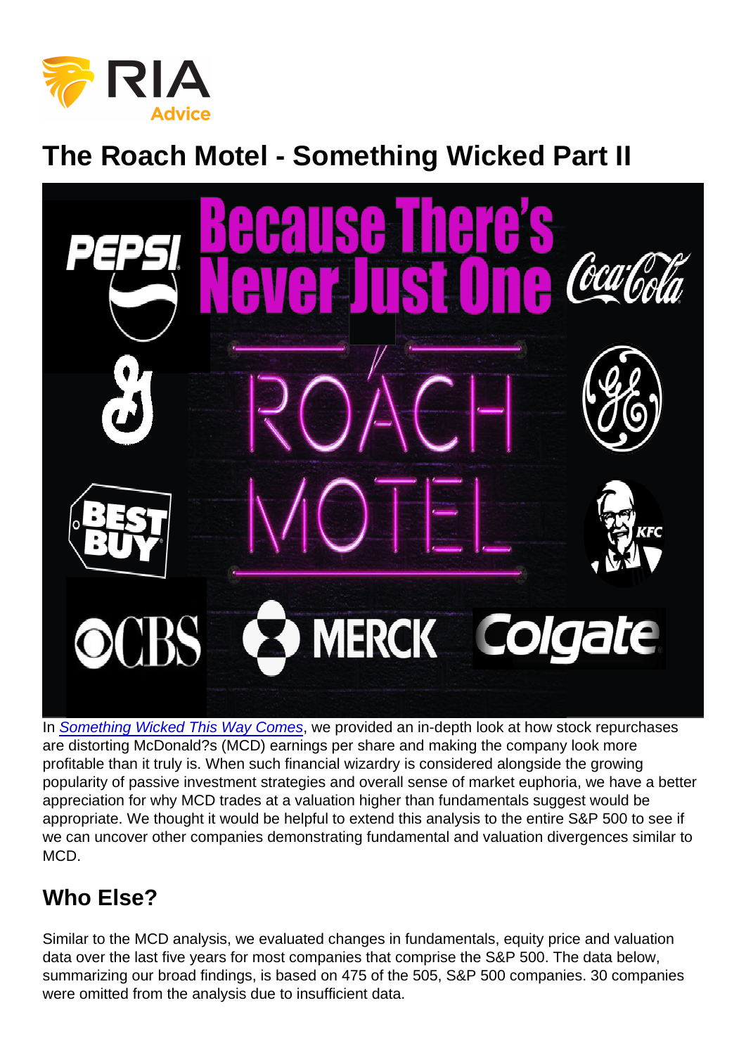# The Roach Motel - Something Wicked Part II

In *Something Wicked This Way Comes*, we provided an in-depth look at how stock repurchases are distorting McDonald?s (MCD) earnings per share and making the company look more profitable than it truly is. When such financial wizardry is considered alongside the growing popularity of passive investment strategies and overall sense of market euphoria, we have a better appreciation for why MCD trades at a valuation higher than fundamentals suggest would be appropriate. We thought it would be helpful to extend this analysis to the entire S&P 500 to see if we can uncover other companies demonstrating fundamental and valuation divergences similar to MCD.

## Who Else?

Similar to the MCD analysis, we evaluated changes in fundamentals, equity price and valuation data over the last five years for most companies that comprise the S&P 500. The data below, summarizing our broad findings, is based on 475 of the 505, S&P 500 companies. 30 companies were omitted from the analysis due to insufficient data.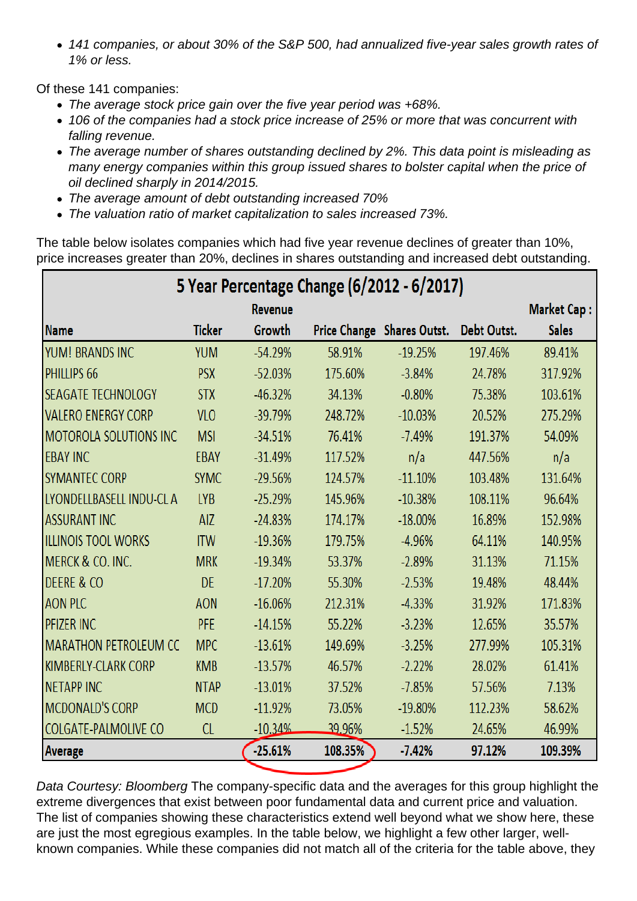- *141 companies, or about 30% of the S&P 500, had annualized five-year sales growth rates of 1% or less.*

Of these 141 companies:

- *The average stock price gain over the five year period was +68%.*
- *106 of the companies had a stock price increase of 25% or more that was concurrent with falling revenue.*
- *The average number of shares outstanding declined by 2%. This data point is misleading as many energy companies within this group issued shares to bolster capital when the price of oil declined sharply in 2014/2015.*
- *The average amount of debt outstanding increased 70%*
- *The valuation ratio of market capitalization to sales increased 73%.*

The table below isolates companies which had five year revenue declines of greater than 10%, price increases greater than 20%, declines in shares outstanding and increased debt outstanding.

| 5 Year Percentage Change (6/2012 - 6/2017) | | | | | | |
|---|---|---|---|---|---|---|
| Name | Ticker | Revenue Growth | Price Change | Shares Outst. | Debt Outst. | Market Cap : Sales |
| YUM! BRANDS INC | YUM | -54.29% | 58.91% | -19.25% | 197.46% | 89.41% |
| PHILLIPS 66 | PSX | -52.03% | 175.60% | -3.84% | 24.78% | 317.92% |
| SEAGATE TECHNOLOGY | STX | -46.32% | 34.13% | -0.80% | 75.38% | 103.61% |
| VALERO ENERGY CORP | VLO | -39.79% | 248.72% | -10.03% | 20.52% | 275.29% |
| MOTOROLA SOLUTIONS INC | MSI | -34.51% | 76.41% | -7.49% | 191.37% | 54.09% |
| EBAY INC | EBAY | -31.49% | 117.52% | n/a | 447.56% | n/a |
| SYMANTEC CORP | SYMC | -29.56% | 124.57% | -11.10% | 103.48% | 131.64% |
| LYONDELLBASELL INDU-CL A | LYB | -25.29% | 145.96% | -10.38% | 108.11% | 96.64% |
| ASSURANT INC | AIZ | -24.83% | 174.17% | -18.00% | 16.89% | 152.98% |
| ILLINOIS TOOL WORKS | ITW | -19.36% | 179.75% | -4.96% | 64.11% | 140.95% |
| MERCK & CO. INC. | MRK | -19.34% | 53.37% | -2.89% | 31.13% | 71.15% |
| DEERE & CO | DE | -17.20% | 55.30% | -2.53% | 19.48% | 48.44% |
| AON PLC | AON | -16.06% | 212.31% | -4.33% | 31.92% | 171.83% |
| PFIZER INC | PFE | -14.15% | 55.22% | -3.23% | 12.65% | 35.57% |
| MARATHON PETROLEUM CC | MPC | -13.61% | 149.69% | -3.25% | 277.99% | 105.31% |
| KIMBERLY-CLARK CORP | KMB | -13.57% | 46.57% | -2.22% | 28.02% | 61.41% |
| NETAPP INC | NTAP | -13.01% | 37.52% | -7.85% | 57.56% | 7.13% |
| MCDONALD'S CORP | MCD | -11.92% | 73.05% | -19.80% | 112.23% | 58.62% |
| COLGATE-PALMOLIVE CO | CL | -10.34% | 39.96% | -1.52% | 24.65% | 46.99% |
| **Average** | | **-25.61%** | **108.35%** | **-7.42%** | **97.12%** | **109.39%** |

*Data Courtesy: Bloomberg* The company-specific data and the averages for this group highlight the extreme divergences that exist between poor fundamental data and current price and valuation. The list of companies showing these characteristics extend well beyond what we show here, these are just the most egregious examples. In the table below, we highlight a few other larger, well-known companies. While these companies did not match all of the criteria for the table above, they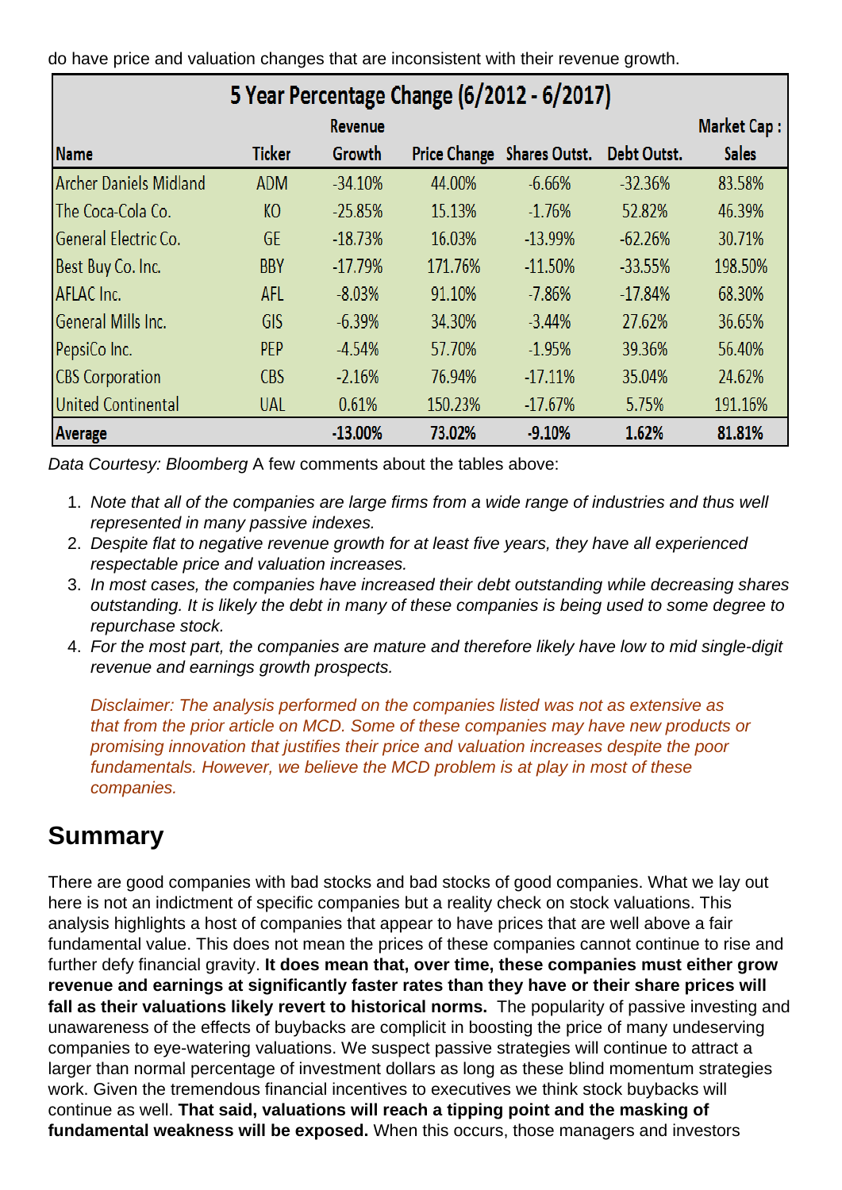do have price and valuation changes that are inconsistent with their revenue growth.

| 5 Year Percentage Change (6/2012 - 6/2017) | | | | | | |
|---|---|---|---|---|---|---|
| Name | Ticker | Revenue Growth | Price Change | Shares Outst. | Debt Outst. | Market Cap : Sales |
| Archer Daniels Midland | ADM | -34.10% | 44.00% | -6.66% | -32.36% | 83.58% |
| The Coca-Cola Co. | KO | -25.85% | 15.13% | -1.76% | 52.82% | 46.39% |
| General Electric Co. | GE | -18.73% | 16.03% | -13.99% | -62.26% | 30.71% |
| Best Buy Co. Inc. | BBY | -17.79% | 171.76% | -11.50% | -33.55% | 198.50% |
| AFLAC Inc. | AFL | -8.03% | 91.10% | -7.86% | -17.84% | 68.30% |
| General Mills Inc. | GIS | -6.39% | 34.30% | -3.44% | 27.62% | 36.65% |
| PepsiCo Inc. | PEP | -4.54% | 57.70% | -1.95% | 39.36% | 56.40% |
| CBS Corporation | CBS | -2.16% | 76.94% | -17.11% | 35.04% | 24.62% |
| United Continental | UAL | 0.61% | 150.23% | -17.67% | 5.75% | 191.16% |
| **Average** | | **-13.00%** | **73.02%** | **-9.10%** | **1.62%** | **81.81%** |

*Data Courtesy: Bloomberg* A few comments about the tables above:

1. *Note that all of the companies are large firms from a wide range of industries and thus well represented in many passive indexes.*
2. *Despite flat to negative revenue growth for at least five years, they have all experienced respectable price and valuation increases.*
3. *In most cases, the companies have increased their debt outstanding while decreasing shares outstanding. It is likely the debt in many of these companies is being used to some degree to repurchase stock.*
4. *For the most part, the companies are mature and therefore likely have low to mid single-digit revenue and earnings growth prospects.*

   *Disclaimer: The analysis performed on the companies listed was not as extensive as that from the prior article on MCD. Some of these companies may have new products or promising innovation that justifies their price and valuation increases despite the poor fundamentals. However, we believe the MCD problem is at play in most of these companies.*

## Summary

There are good companies with bad stocks and bad stocks of good companies. What we lay out here is not an indictment of specific companies but a reality check on stock valuations. This analysis highlights a host of companies that appear to have prices that are well above a fair fundamental value. This does not mean the prices of these companies cannot continue to rise and further defy financial gravity. **It does mean that, over time, these companies must either grow revenue and earnings at significantly faster rates than they have or their share prices will fall as their valuations likely revert to historical norms.** The popularity of passive investing and unawareness of the effects of buybacks are complicit in boosting the price of many undeserving companies to eye-watering valuations. We suspect passive strategies will continue to attract a larger than normal percentage of investment dollars as long as these blind momentum strategies work. Given the tremendous financial incentives to executives we think stock buybacks will continue as well. **That said, valuations will reach a tipping point and the masking of fundamental weakness will be exposed.** When this occurs, those managers and investors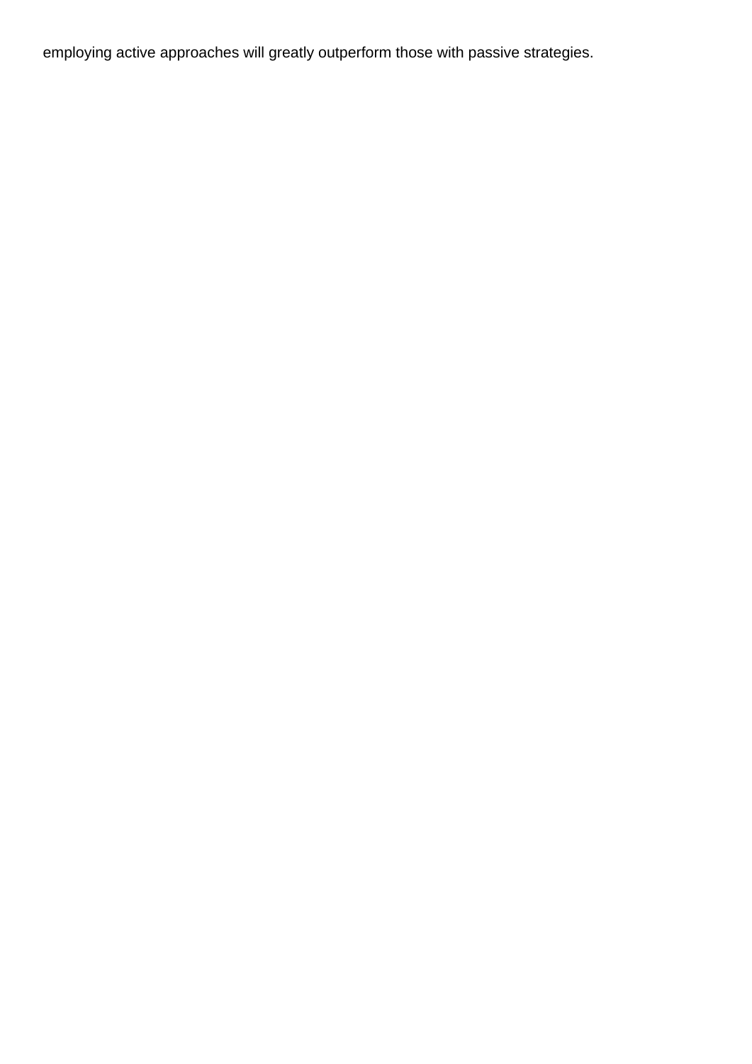employing active approaches will greatly outperform those with passive strategies.